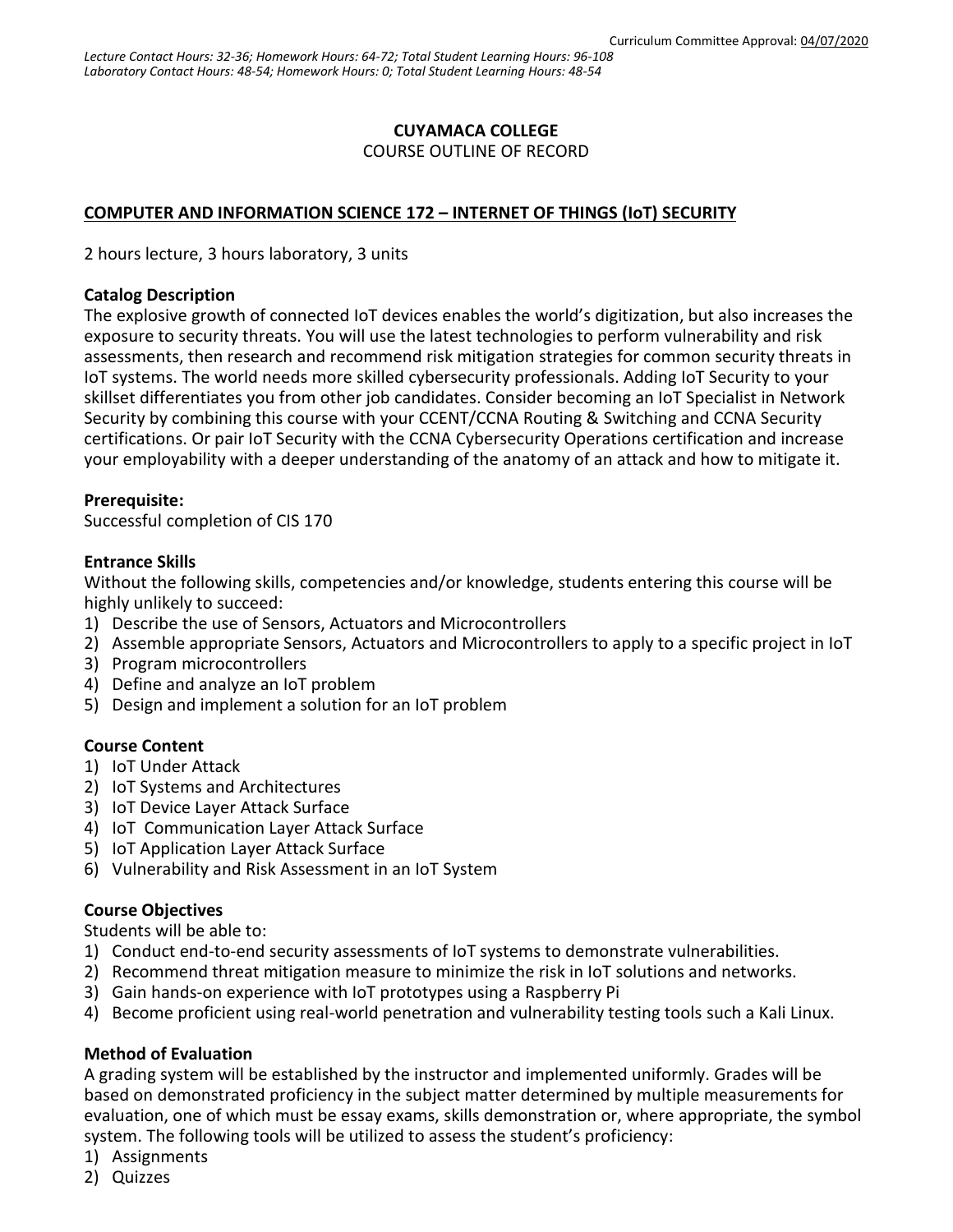Curriculum Committee Approval: 04/07/2020

*Lecture Contact Hours: 32-36; Homework Hours: 64-72; Total Student Learning Hours: 96-108*
*Laboratory Contact Hours: 48-54; Homework Hours: 0; Total Student Learning Hours: 48-54*

**CUYAMACA COLLEGE**

COURSE OUTLINE OF RECORD

**COMPUTER AND INFORMATION SCIENCE 172 – INTERNET OF THINGS (IoT) SECURITY**

2 hours lecture, 3 hours laboratory, 3 units

**Catalog Description**

The explosive growth of connected IoT devices enables the world's digitization, but also increases the exposure to security threats. You will use the latest technologies to perform vulnerability and risk assessments, then research and recommend risk mitigation strategies for common security threats in IoT systems. The world needs more skilled cybersecurity professionals. Adding IoT Security to your skillset differentiates you from other job candidates. Consider becoming an IoT Specialist in Network Security by combining this course with your CCENT/CCNA Routing & Switching and CCNA Security certifications. Or pair IoT Security with the CCNA Cybersecurity Operations certification and increase your employability with a deeper understanding of the anatomy of an attack and how to mitigate it.

**Prerequisite:**

Successful completion of CIS 170

**Entrance Skills**

Without the following skills, competencies and/or knowledge, students entering this course will be highly unlikely to succeed:

1) Describe the use of Sensors, Actuators and Microcontrollers
2) Assemble appropriate Sensors, Actuators and Microcontrollers to apply to a specific project in IoT
3) Program microcontrollers
4) Define and analyze an IoT problem
5) Design and implement a solution for an IoT problem

**Course Content**

1) IoT Under Attack
2) IoT Systems and Architectures
3) IoT Device Layer Attack Surface
4) IoT Communication Layer Attack Surface
5) IoT Application Layer Attack Surface
6) Vulnerability and Risk Assessment in an IoT System

**Course Objectives**

Students will be able to:

1) Conduct end-to-end security assessments of IoT systems to demonstrate vulnerabilities.
2) Recommend threat mitigation measure to minimize the risk in IoT solutions and networks.
3) Gain hands-on experience with IoT prototypes using a Raspberry Pi
4) Become proficient using real-world penetration and vulnerability testing tools such a Kali Linux.

**Method of Evaluation**

A grading system will be established by the instructor and implemented uniformly. Grades will be based on demonstrated proficiency in the subject matter determined by multiple measurements for evaluation, one of which must be essay exams, skills demonstration or, where appropriate, the symbol system. The following tools will be utilized to assess the student's proficiency:

1) Assignments
2) Quizzes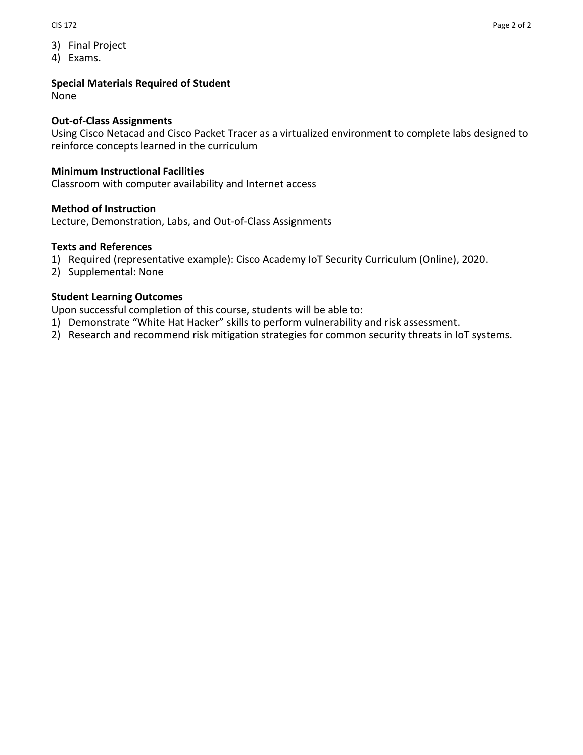3) Final Project
4) Exams.

**Special Materials Required of Student**
None

**Out-of-Class Assignments**
Using Cisco Netacad and Cisco Packet Tracer as a virtualized environment to complete labs designed to reinforce concepts learned in the curriculum

**Minimum Instructional Facilities**
Classroom with computer availability and Internet access

**Method of Instruction**
Lecture, Demonstration, Labs, and Out-of-Class Assignments

**Texts and References**
1) Required (representative example): Cisco Academy IoT Security Curriculum (Online), 2020.
2) Supplemental: None

**Student Learning Outcomes**
Upon successful completion of this course, students will be able to:
1) Demonstrate “White Hat Hacker” skills to perform vulnerability and risk assessment.
2) Research and recommend risk mitigation strategies for common security threats in IoT systems.